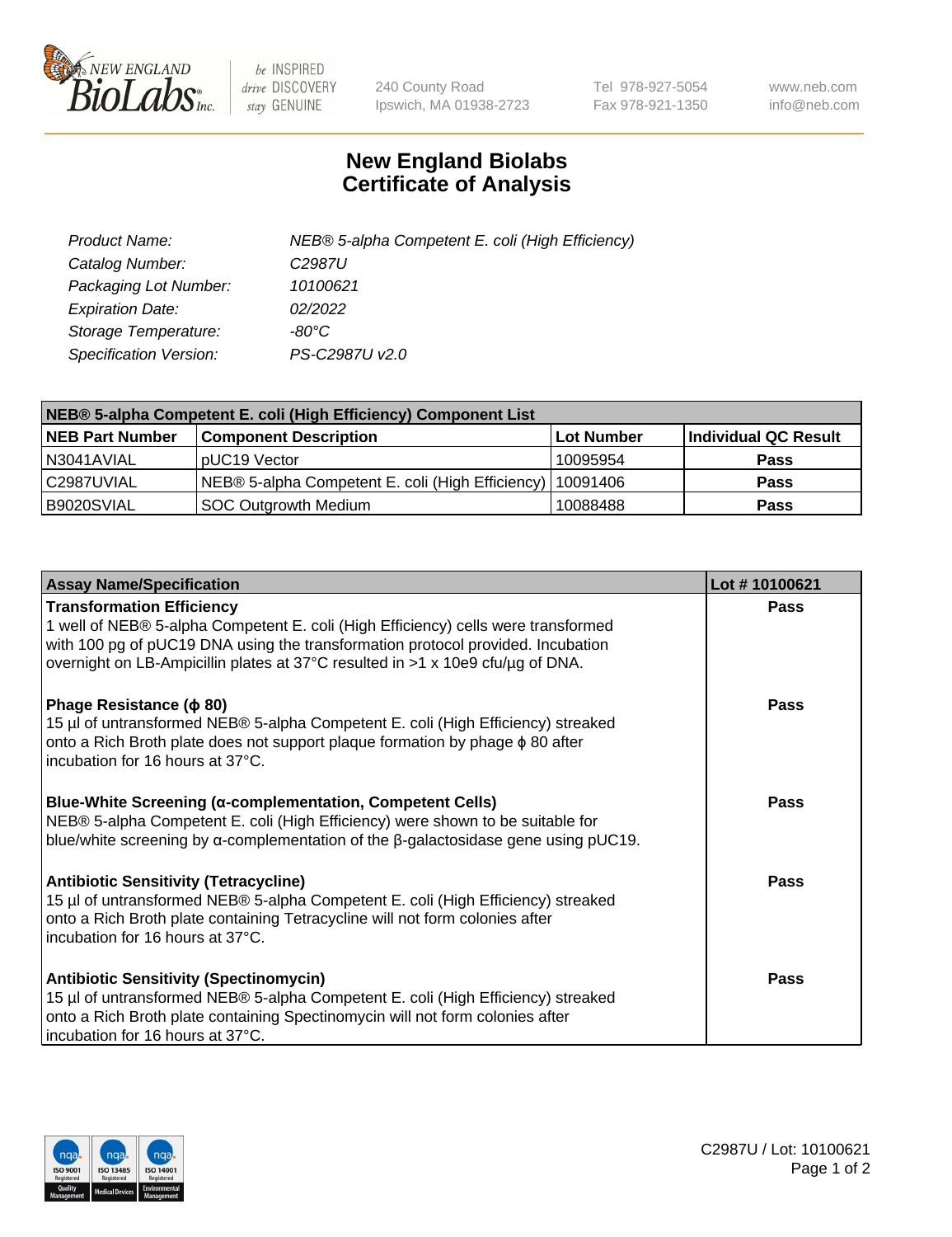# New England Biolabs Certificate of Analysis

| | |
|---|---|
| *Product Name:* | *NEB® 5-alpha Competent E. coli (High Efficiency)* |
| *Catalog Number:* | *C2987U* |
| *Packaging Lot Number:* | *10100621* |
| *Expiration Date:* | *02/2022* |
| *Storage Temperature:* | *-80°C* |
| *Specification Version:* | *PS-C2987U v2.0* |

| NEB® 5-alpha Competent E. coli (High Efficiency) Component List | | | |
|---|---|---|---|
| **NEB Part Number** | **Component Description** | **Lot Number** | **Individual QC Result** |
| N3041AVIAL | pUC19 Vector | 10095954 | **Pass** |
| C2987UVIAL | NEB® 5-alpha Competent E. coli (High Efficiency) | 10091406 | **Pass** |
| B9020SVIAL | SOC Outgrowth Medium | 10088488 | **Pass** |

| Assay Name/Specification | Lot # 10100621 |
|---|---|
| **Transformation Efficiency**<br>1 well of NEB® 5-alpha Competent E. coli (High Efficiency) cells were transformed with 100 pg of pUC19 DNA using the transformation protocol provided. Incubation overnight on LB-Ampicillin plates at 37°C resulted in >1 x 10e9 cfu/µg of DNA. | **Pass** |
| **Phage Resistance (ϕ 80)**<br>15 µl of untransformed NEB® 5-alpha Competent E. coli (High Efficiency) streaked onto a Rich Broth plate does not support plaque formation by phage ϕ 80 after incubation for 16 hours at 37°C. | **Pass** |
| **Blue-White Screening (α-complementation, Competent Cells)**<br>NEB® 5-alpha Competent E. coli (High Efficiency) were shown to be suitable for blue/white screening by α-complementation of the β-galactosidase gene using pUC19. | **Pass** |
| **Antibiotic Sensitivity (Tetracycline)**<br>15 µl of untransformed NEB® 5-alpha Competent E. coli (High Efficiency) streaked onto a Rich Broth plate containing Tetracycline will not form colonies after incubation for 16 hours at 37°C. | **Pass** |
| **Antibiotic Sensitivity (Spectinomycin)**<br>15 µl of untransformed NEB® 5-alpha Competent E. coli (High Efficiency) streaked onto a Rich Broth plate containing Spectinomycin will not form colonies after incubation for 16 hours at 37°C. | **Pass** |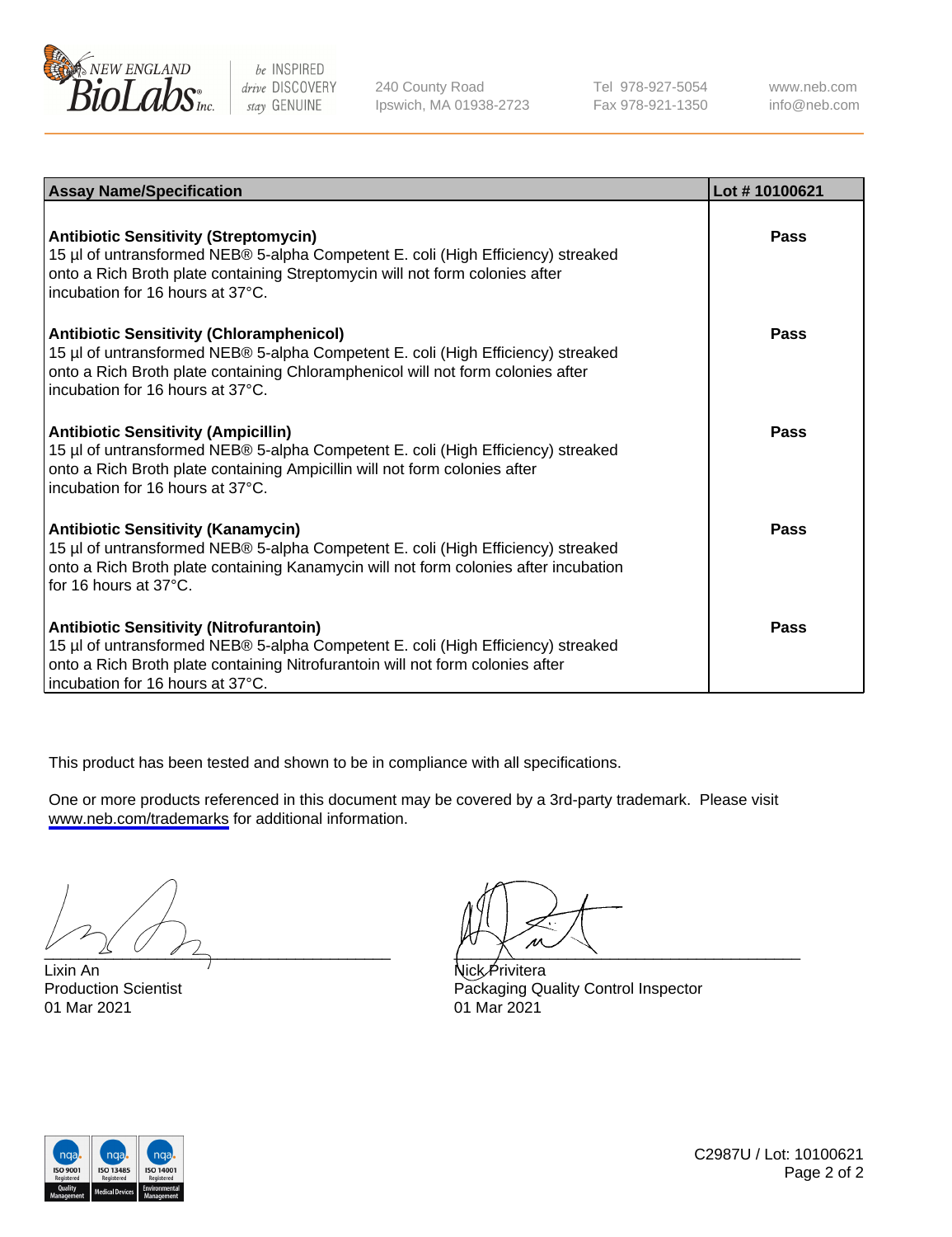| Assay Name/Specification | Lot # 10100621 |
| --- | --- |
| **Antibiotic Sensitivity (Streptomycin)**<br>15 µl of untransformed NEB® 5-alpha Competent E. coli (High Efficiency) streaked onto a Rich Broth plate containing Streptomycin will not form colonies after incubation for 16 hours at 37°C. | **Pass** |
| **Antibiotic Sensitivity (Chloramphenicol)**<br>15 µl of untransformed NEB® 5-alpha Competent E. coli (High Efficiency) streaked onto a Rich Broth plate containing Chloramphenicol will not form colonies after incubation for 16 hours at 37°C. | **Pass** |
| **Antibiotic Sensitivity (Ampicillin)**<br>15 µl of untransformed NEB® 5-alpha Competent E. coli (High Efficiency) streaked onto a Rich Broth plate containing Ampicillin will not form colonies after incubation for 16 hours at 37°C. | **Pass** |
| **Antibiotic Sensitivity (Kanamycin)**<br>15 µl of untransformed NEB® 5-alpha Competent E. coli (High Efficiency) streaked onto a Rich Broth plate containing Kanamycin will not form colonies after incubation for 16 hours at 37°C. | **Pass** |
| **Antibiotic Sensitivity (Nitrofurantoin)**<br>15 µl of untransformed NEB® 5-alpha Competent E. coli (High Efficiency) streaked onto a Rich Broth plate containing Nitrofurantoin will not form colonies after incubation for 16 hours at 37°C. | **Pass** |

This product has been tested and shown to be in compliance with all specifications.

One or more products referenced in this document may be covered by a 3rd-party trademark. Please visit www.neb.com/trademarks for additional information.

Lixin An
Production Scientist
01 Mar 2021

Nick Privitera
Packaging Quality Control Inspector
01 Mar 2021

C2987U / Lot: 10100621